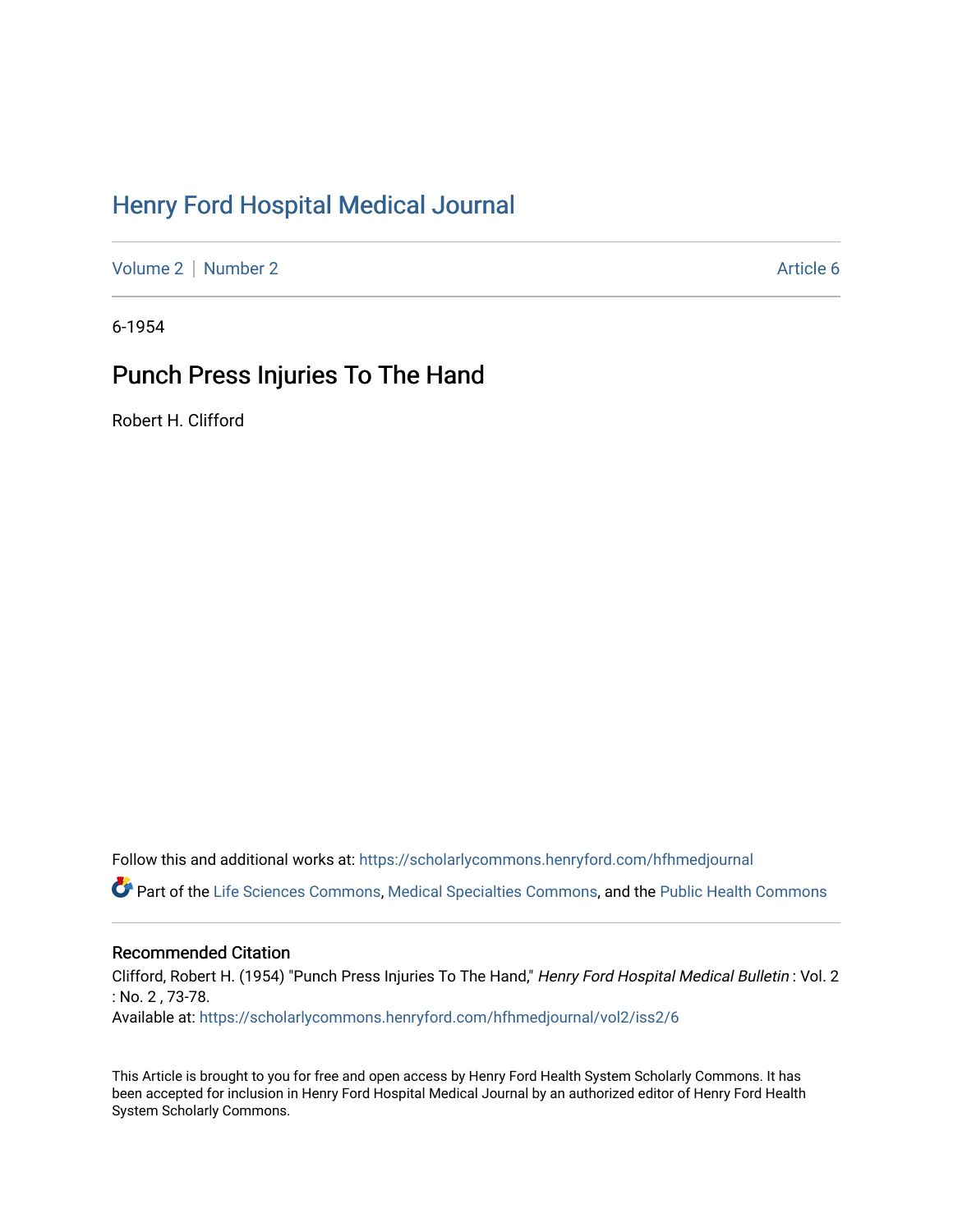# Henry Ford Hospital Medical Journal

Volume 2 | Number 2 Article 6

6-1954

## Punch Press Injuries To The Hand

Robert H. Clifford

Follow this and additional works at: https://scholarlycommons.henryford.com/hfhmedjournal

Part of the Life Sciences Commons, Medical Specialties Commons, and the Public Health Commons

### Recommended Citation

Clifford, Robert H. (1954) "Punch Press Injuries To The Hand," *Henry Ford Hospital Medical Bulletin* : Vol. 2 : No. 2 , 73-78.

Available at: https://scholarlycommons.henryford.com/hfhmedjournal/vol2/iss2/6

This Article is brought to you for free and open access by Henry Ford Health System Scholarly Commons. It has been accepted for inclusion in Henry Ford Hospital Medical Journal by an authorized editor of Henry Ford Health System Scholarly Commons.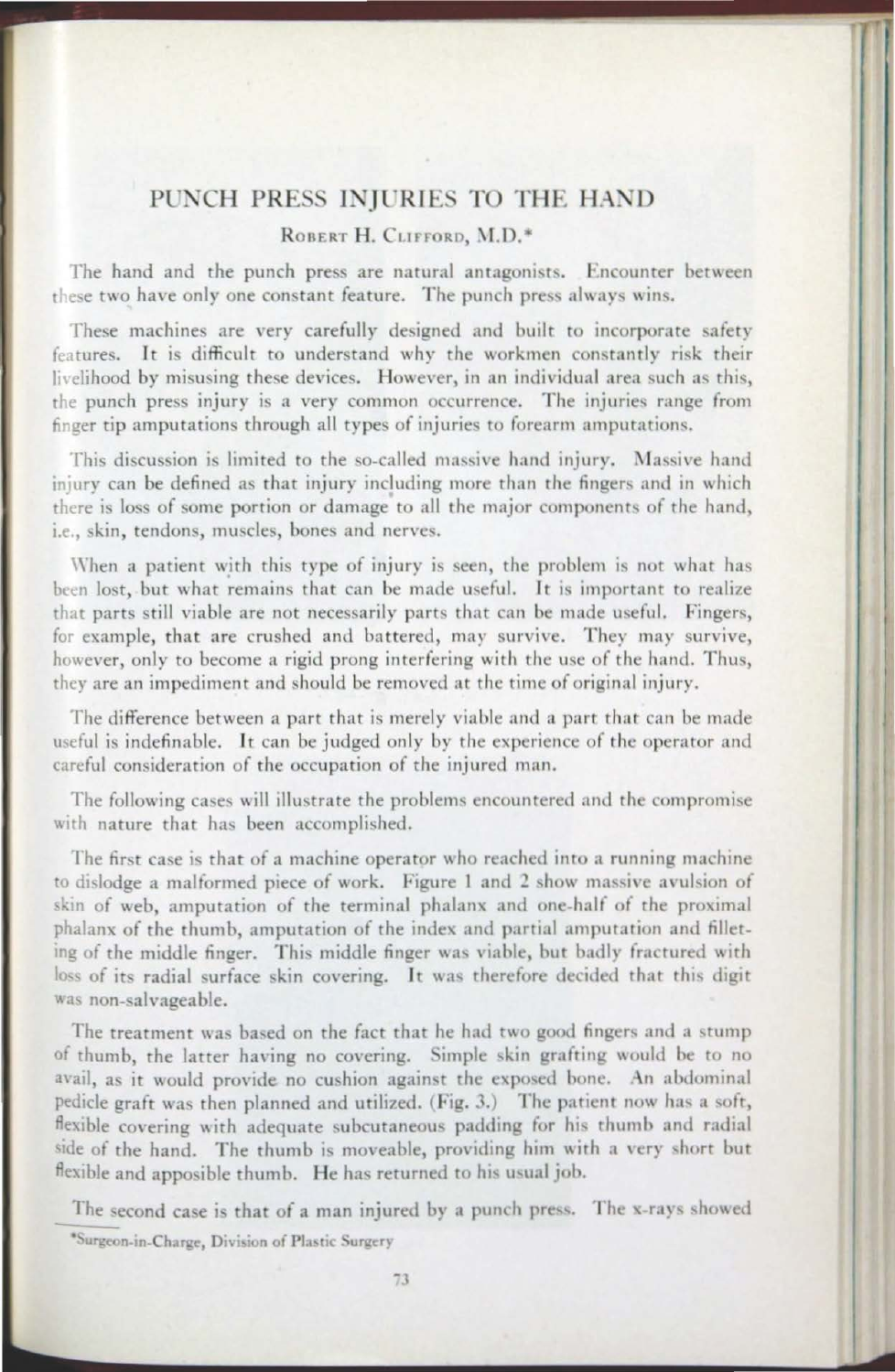# PUNCH PRESS INJURIES TO THE HAND

ROBERT H. CLIFFORD, M.D.*

The hand and the punch press are natural antagonists. Encounter between these two have only one constant feature. The punch press always wins.

These machines are very carefully designed and built to incorporate safety features. It is difficult to understand why the workmen constantly risk their livelihood by misusing these devices. However, in an individual area such as this, the punch press injury is a very common occurrence. The injuries range from finger tip amputations through all types of injuries to forearm amputations.

This discussion is limited to the so-called massive hand injury. Massive hand injury can be defined as that injury including more than the fingers and in which there is loss of some portion or damage to all the major components of the hand, i.e., skin, tendons, muscles, bones and nerves.

When a patient with this type of injury is seen, the problem is not what has been lost, but what remains that can be made useful. It is important to realize that parts still viable are not necessarily parts that can be made useful. Fingers, for example, that are crushed and battered, may survive. They may survive, however, only to become a rigid prong interfering with the use of the hand. Thus, they are an impediment and should be removed at the time of original injury.

The difference between a part that is merely viable and a part that can be made useful is indefinable. It can be judged only by the experience of the operator and careful consideration of the occupation of the injured man.

The following cases will illustrate the problems encountered and the compromise with nature that has been accomplished.

The first case is that of a machine operator who reached into a running machine to dislodge a malformed piece of work. Figure 1 and 2 show massive avulsion of skin of web, amputation of the terminal phalanx and one-half of the proximal phalanx of the thumb, amputation of the index and partial amputation and filleting of the middle finger. This middle finger was viable, but badly fractured with loss of its radial surface skin covering. It was therefore decided that this digit was non-salvageable.

The treatment was based on the fact that he had two good fingers and a stump of thumb, the latter having no covering. Simple skin grafting would be to no avail, as it would provide no cushion against the exposed bone. An abdominal pedicle graft was then planned and utilized. (Fig. 3.) The patient now has a soft, flexible covering with adequate subcutaneous padding for his thumb and radial side of the hand. The thumb is moveable, providing him with a very short but flexible and apposible thumb. He has returned to his usual job.

The second case is that of a man injured by a punch press. The x-rays showed

*Surgeon-in-Charge, Division of Plastic Surgery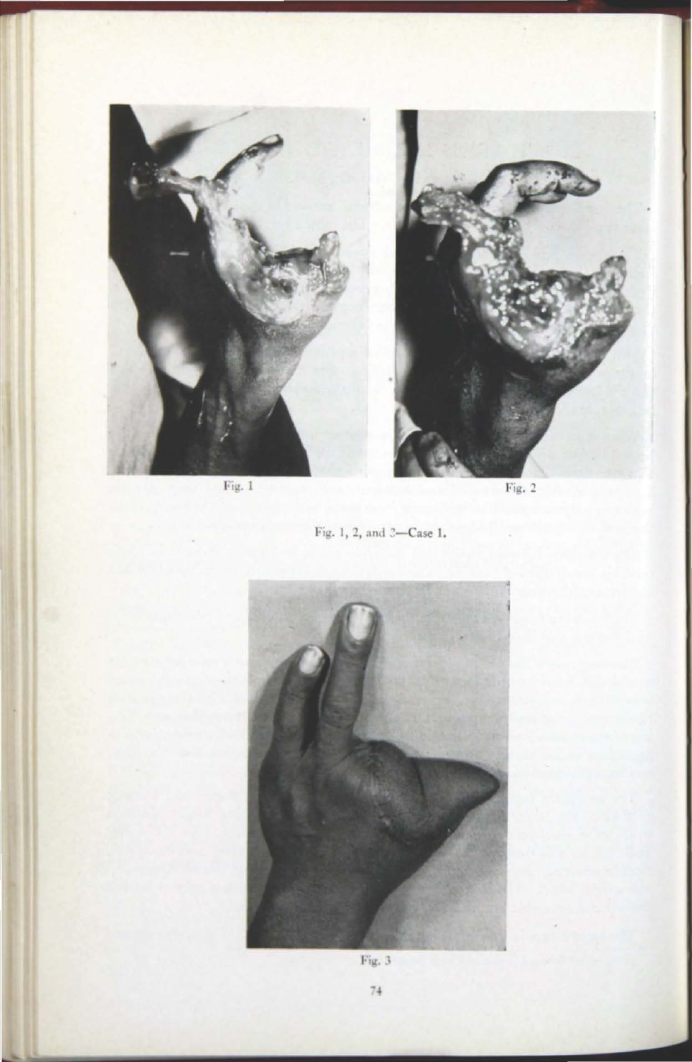Fig. 1

Fig. 2

Fig. 1, 2, and 3—Case 1.

Fig. 3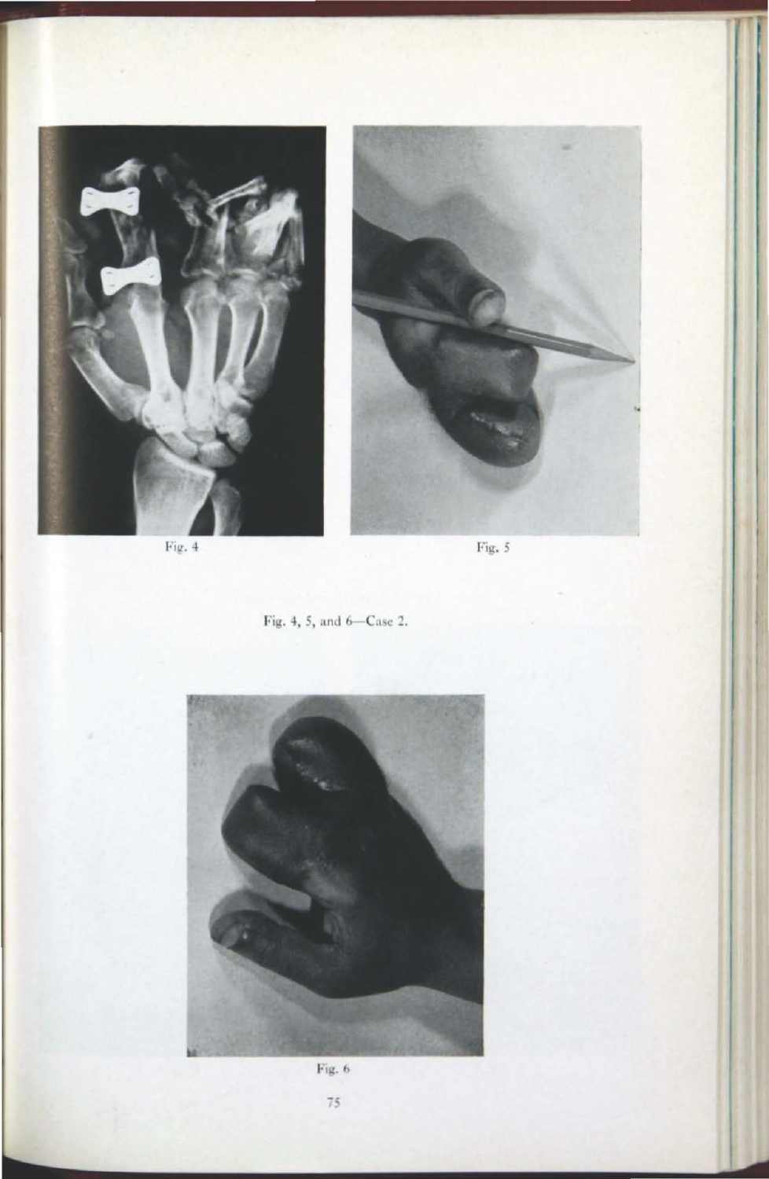Fig. 4

Fig. 5

Fig. 4, 5, and 6—Case 2.

Fig. 6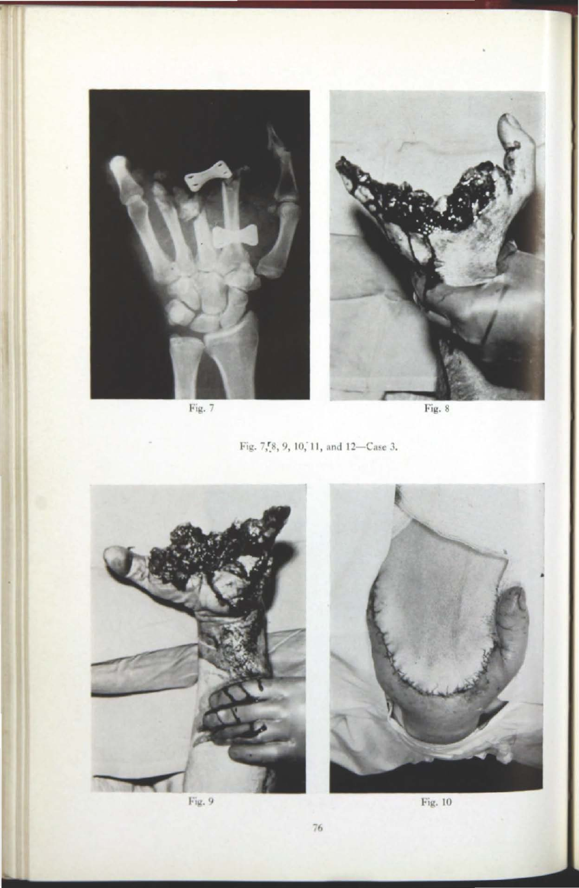Fig. 7

Fig. 8

Fig. 7, 8, 9, 10, 11, and 12—Case 3.

Fig. 9

Fig. 10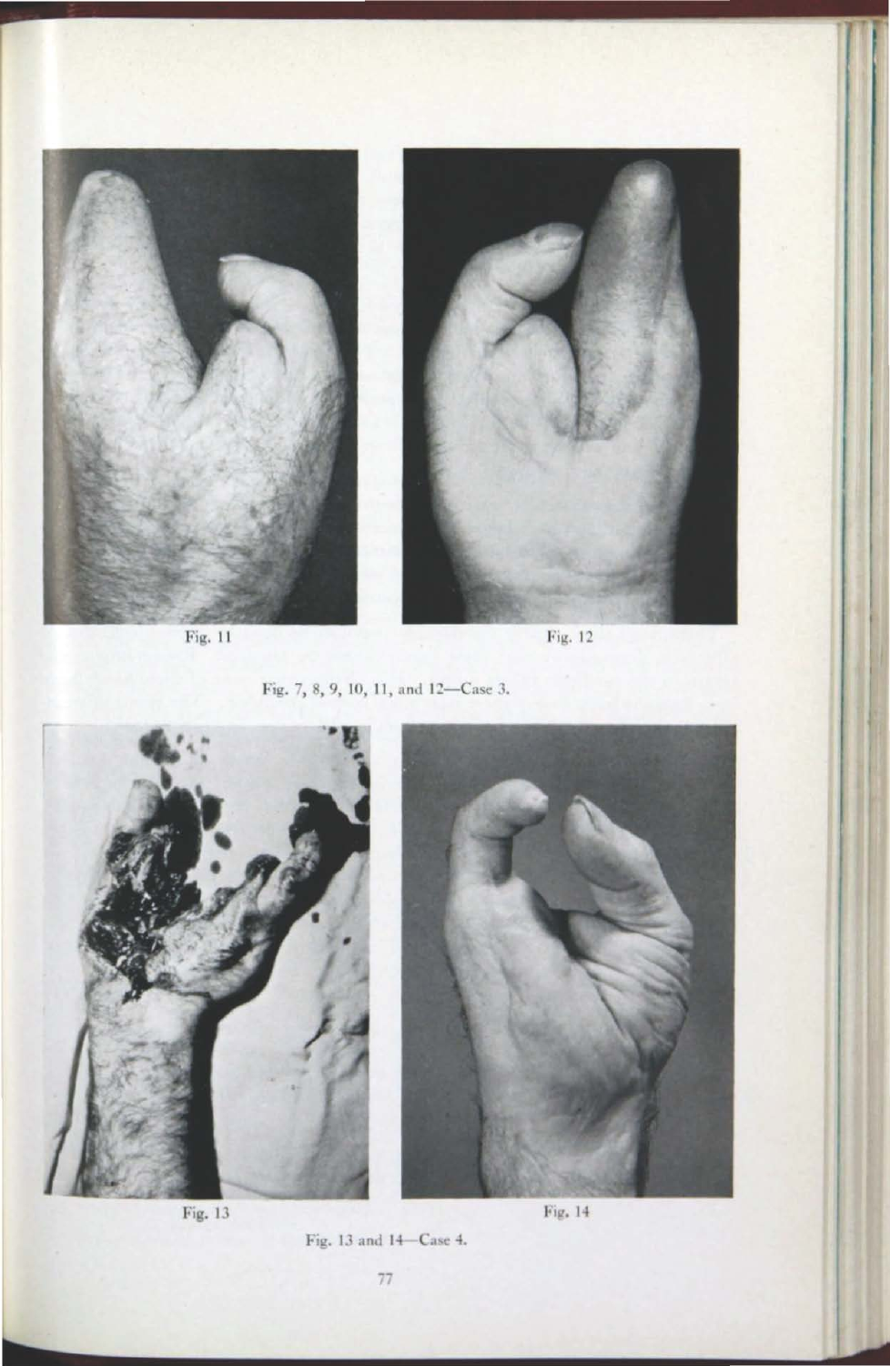Fig. 11

Fig. 12

Fig. 7, 8, 9, 10, 11, and 12—Case 3.

Fig. 13

Fig. 14

Fig. 13 and 14—Case 4.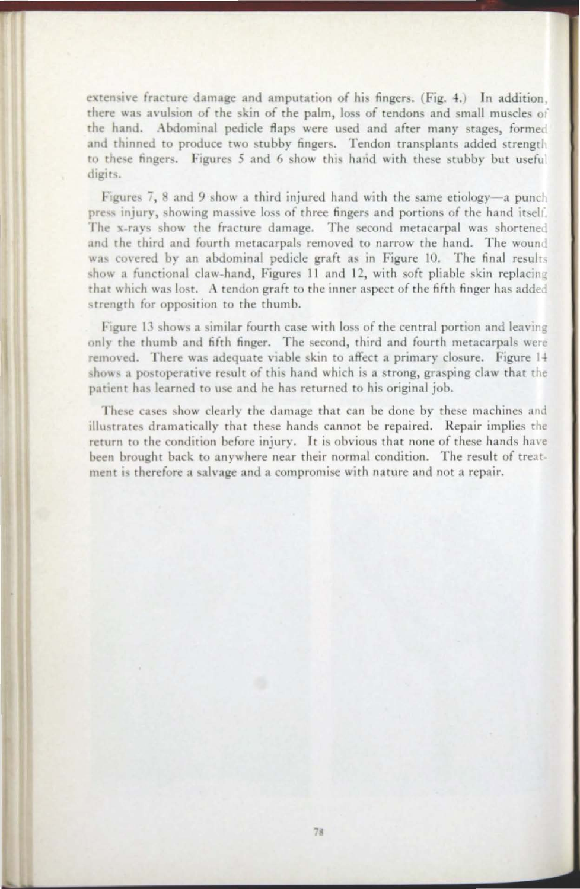extensive fracture damage and amputation of his fingers. (Fig. 4.) In addition, there was avulsion of the skin of the palm, loss of tendons and small muscles of the hand. Abdominal pedicle flaps were used and after many stages, formed and thinned to produce two stubby fingers. Tendon transplants added strength to these fingers. Figures 5 and 6 show this hand with these stubby but useful digits.

Figures 7, 8 and 9 show a third injured hand with the same etiology—a punch press injury, showing massive loss of three fingers and portions of the hand itself. The x-rays show the fracture damage. The second metacarpal was shortened and the third and fourth metacarpals removed to narrow the hand. The wound was covered by an abdominal pedicle graft as in Figure 10. The final results show a functional claw-hand, Figures 11 and 12, with soft pliable skin replacing that which was lost. A tendon graft to the inner aspect of the fifth finger has added strength for opposition to the thumb.

Figure 13 shows a similar fourth case with loss of the central portion and leaving only the thumb and fifth finger. The second, third and fourth metacarpals were removed. There was adequate viable skin to affect a primary closure. Figure 14 shows a postoperative result of this hand which is a strong, grasping claw that the patient has learned to use and he has returned to his original job.

These cases show clearly the damage that can be done by these machines and illustrates dramatically that these hands cannot be repaired. Repair implies the return to the condition before injury. It is obvious that none of these hands have been brought back to anywhere near their normal condition. The result of treatment is therefore a salvage and a compromise with nature and not a repair.